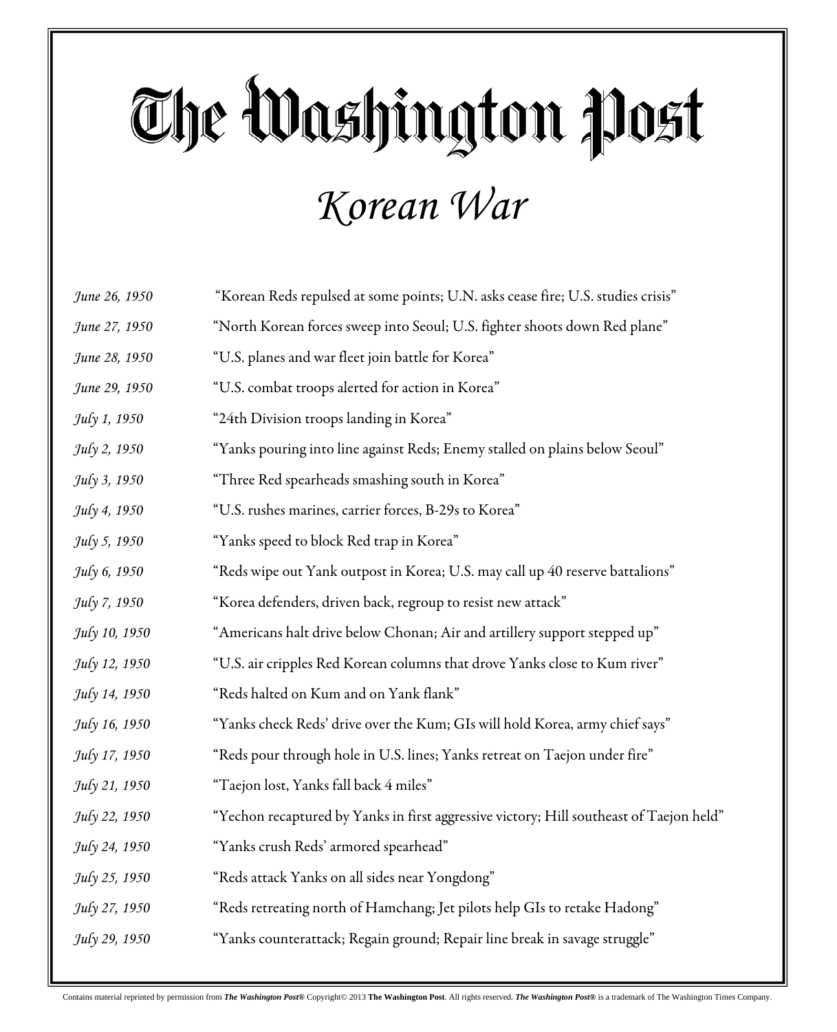# The Washington Post

## *Korean War*

| | |
|---|---|
| *June 26, 1950* | "Korean Reds repulsed at some points; U.N. asks cease fire; U.S. studies crisis" |
| *June 27, 1950* | "North Korean forces sweep into Seoul; U.S. fighter shoots down Red plane" |
| *June 28, 1950* | "U.S. planes and war fleet join battle for Korea" |
| *June 29, 1950* | "U.S. combat troops alerted for action in Korea" |
| *July 1, 1950* | "24th Division troops landing in Korea" |
| *July 2, 1950* | "Yanks pouring into line against Reds; Enemy stalled on plains below Seoul" |
| *July 3, 1950* | "Three Red spearheads smashing south in Korea" |
| *July 4, 1950* | "U.S. rushes marines, carrier forces, B-29s to Korea" |
| *July 5, 1950* | "Yanks speed to block Red trap in Korea" |
| *July 6, 1950* | "Reds wipe out Yank outpost in Korea; U.S. may call up 40 reserve battalions" |
| *July 7, 1950* | "Korea defenders, driven back, regroup to resist new attack" |
| *July 10, 1950* | "Americans halt drive below Chonan; Air and artillery support stepped up" |
| *July 12, 1950* | "U.S. air cripples Red Korean columns that drove Yanks close to Kum river" |
| *July 14, 1950* | "Reds halted on Kum and on Yank flank" |
| *July 16, 1950* | "Yanks check Reds' drive over the Kum; GIs will hold Korea, army chief says" |
| *July 17, 1950* | "Reds pour through hole in U.S. lines; Yanks retreat on Taejon under fire" |
| *July 21, 1950* | "Taejon lost, Yanks fall back 4 miles" |
| *July 22, 1950* | "Yechon recaptured by Yanks in first aggressive victory; Hill southeast of Taejon held" |
| *July 24, 1950* | "Yanks crush Reds' armored spearhead" |
| *July 25, 1950* | "Reds attack Yanks on all sides near Yongdong" |
| *July 27, 1950* | "Reds retreating north of Hamchang; Jet pilots help GIs to retake Hadong" |
| *July 29, 1950* | "Yanks counterattack; Regain ground; Repair line break in savage struggle" |

Contains material reprinted by permission from ***The Washington Post®*** Copyright© 2013 **The Washington Post**. All rights reserved. ***The Washington Post®*** is a trademark of The Washington Times Company.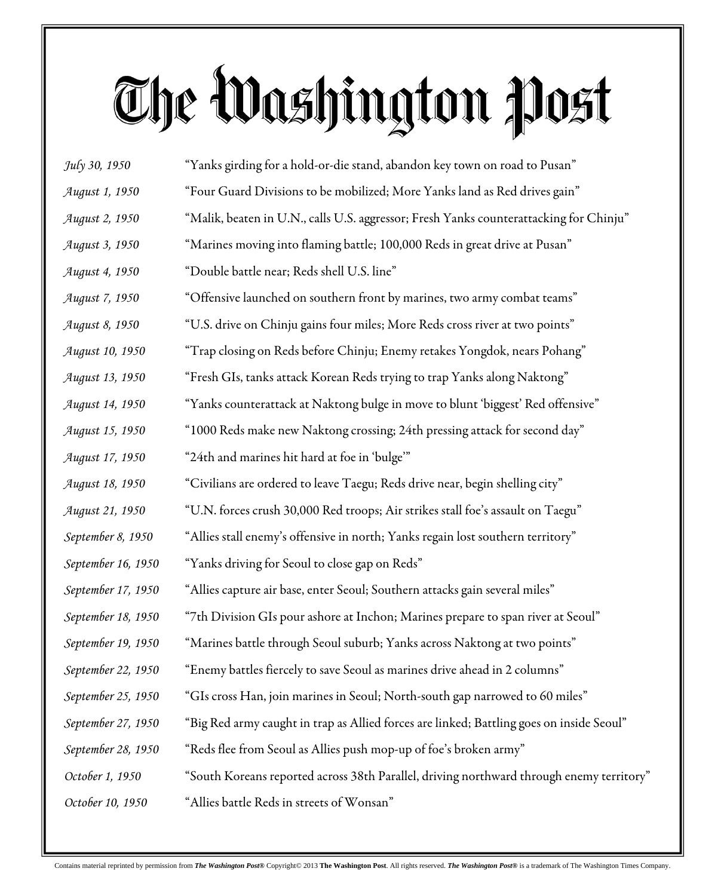# The Washington Post

| | |
|---|---|
| *July 30, 1950* | "Yanks girding for a hold-or-die stand, abandon key town on road to Pusan" |
| *August 1, 1950* | "Four Guard Divisions to be mobilized; More Yanks land as Red drives gain" |
| *August 2, 1950* | "Malik, beaten in U.N., calls U.S. aggressor; Fresh Yanks counterattacking for Chinju" |
| *August 3, 1950* | "Marines moving into flaming battle; 100,000 Reds in great drive at Pusan" |
| *August 4, 1950* | "Double battle near; Reds shell U.S. line" |
| *August 7, 1950* | "Offensive launched on southern front by marines, two army combat teams" |
| *August 8, 1950* | "U.S. drive on Chinju gains four miles; More Reds cross river at two points" |
| *August 10, 1950* | "Trap closing on Reds before Chinju; Enemy retakes Yongdok, nears Pohang" |
| *August 13, 1950* | "Fresh GIs, tanks attack Korean Reds trying to trap Yanks along Naktong" |
| *August 14, 1950* | "Yanks counterattack at Naktong bulge in move to blunt 'biggest' Red offensive" |
| *August 15, 1950* | "1000 Reds make new Naktong crossing; 24th pressing attack for second day" |
| *August 17, 1950* | "24th and marines hit hard at foe in 'bulge'" |
| *August 18, 1950* | "Civilians are ordered to leave Taegu; Reds drive near, begin shelling city" |
| *August 21, 1950* | "U.N. forces crush 30,000 Red troops; Air strikes stall foe's assault on Taegu" |
| *September 8, 1950* | "Allies stall enemy's offensive in north; Yanks regain lost southern territory" |
| *September 16, 1950* | "Yanks driving for Seoul to close gap on Reds" |
| *September 17, 1950* | "Allies capture air base, enter Seoul; Southern attacks gain several miles" |
| *September 18, 1950* | "7th Division GIs pour ashore at Inchon; Marines prepare to span river at Seoul" |
| *September 19, 1950* | "Marines battle through Seoul suburb; Yanks across Naktong at two points" |
| *September 22, 1950* | "Enemy battles fiercely to save Seoul as marines drive ahead in 2 columns" |
| *September 25, 1950* | "GIs cross Han, join marines in Seoul; North-south gap narrowed to 60 miles" |
| *September 27, 1950* | "Big Red army caught in trap as Allied forces are linked; Battling goes on inside Seoul" |
| *September 28, 1950* | "Reds flee from Seoul as Allies push mop-up of foe's broken army" |
| *October 1, 1950* | "South Koreans reported across 38th Parallel, driving northward through enemy territory" |
| *October 10, 1950* | "Allies battle Reds in streets of Wonsan" |

Contains material reprinted by permission from ***The Washington Post®*** Copyright© 2013 **The Washington Post**. All rights reserved. ***The Washington Post®*** is a trademark of The Washington Times Company.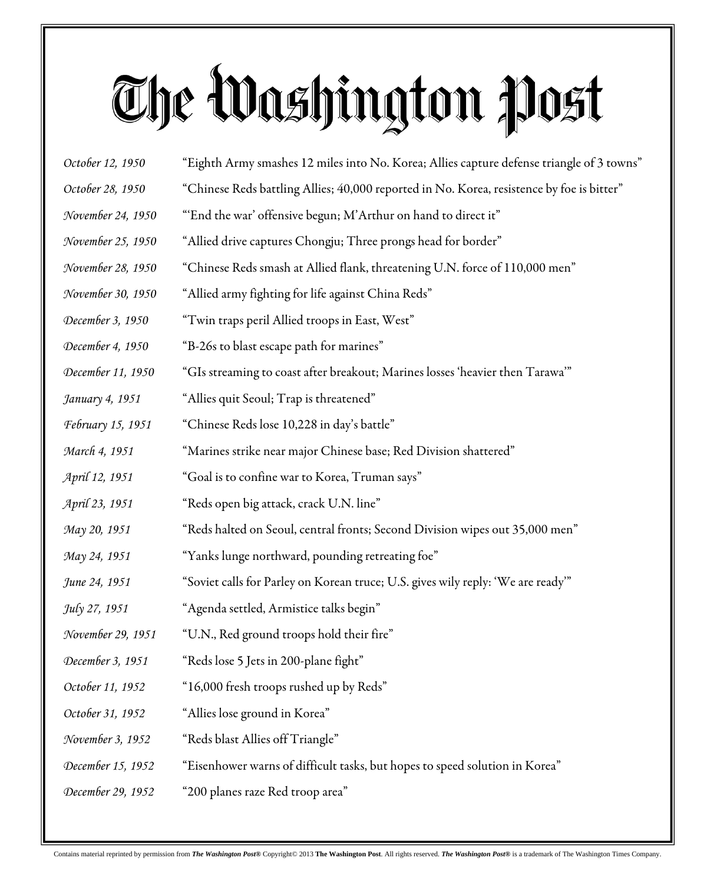# The Washington Post

| | |
|---|---|
| *October 12, 1950* | "Eighth Army smashes 12 miles into No. Korea; Allies capture defense triangle of 3 towns" |
| *October 28, 1950* | "Chinese Reds battling Allies; 40,000 reported in No. Korea, resistence by foe is bitter" |
| *November 24, 1950* | "'End the war' offensive begun; M'Arthur on hand to direct it" |
| *November 25, 1950* | "Allied drive captures Chongju; Three prongs head for border" |
| *November 28, 1950* | "Chinese Reds smash at Allied flank, threatening U.N. force of 110,000 men" |
| *November 30, 1950* | "Allied army fighting for life against China Reds" |
| *December 3, 1950* | "Twin traps peril Allied troops in East, West" |
| *December 4, 1950* | "B-26s to blast escape path for marines" |
| *December 11, 1950* | "GIs streaming to coast after breakout; Marines losses 'heavier then Tarawa'" |
| *January 4, 1951* | "Allies quit Seoul; Trap is threatened" |
| *February 15, 1951* | "Chinese Reds lose 10,228 in day's battle" |
| *March 4, 1951* | "Marines strike near major Chinese base; Red Division shattered" |
| *April 12, 1951* | "Goal is to confine war to Korea, Truman says" |
| *April 23, 1951* | "Reds open big attack, crack U.N. line" |
| *May 20, 1951* | "Reds halted on Seoul, central fronts; Second Division wipes out 35,000 men" |
| *May 24, 1951* | "Yanks lunge northward, pounding retreating foe" |
| *June 24, 1951* | "Soviet calls for Parley on Korean truce; U.S. gives wily reply: 'We are ready'" |
| *July 27, 1951* | "Agenda settled, Armistice talks begin" |
| *November 29, 1951* | "U.N., Red ground troops hold their fire" |
| *December 3, 1951* | "Reds lose 5 Jets in 200-plane fight" |
| *October 11, 1952* | "16,000 fresh troops rushed up by Reds" |
| *October 31, 1952* | "Allies lose ground in Korea" |
| *November 3, 1952* | "Reds blast Allies off Triangle" |
| *December 15, 1952* | "Eisenhower warns of difficult tasks, but hopes to speed solution in Korea" |
| *December 29, 1952* | "200 planes raze Red troop area" |

Contains material reprinted by permission from ***The Washington Post®*** Copyright© 2013 **The Washington Post**. All rights reserved. ***The Washington Post®*** is a trademark of The Washington Times Company.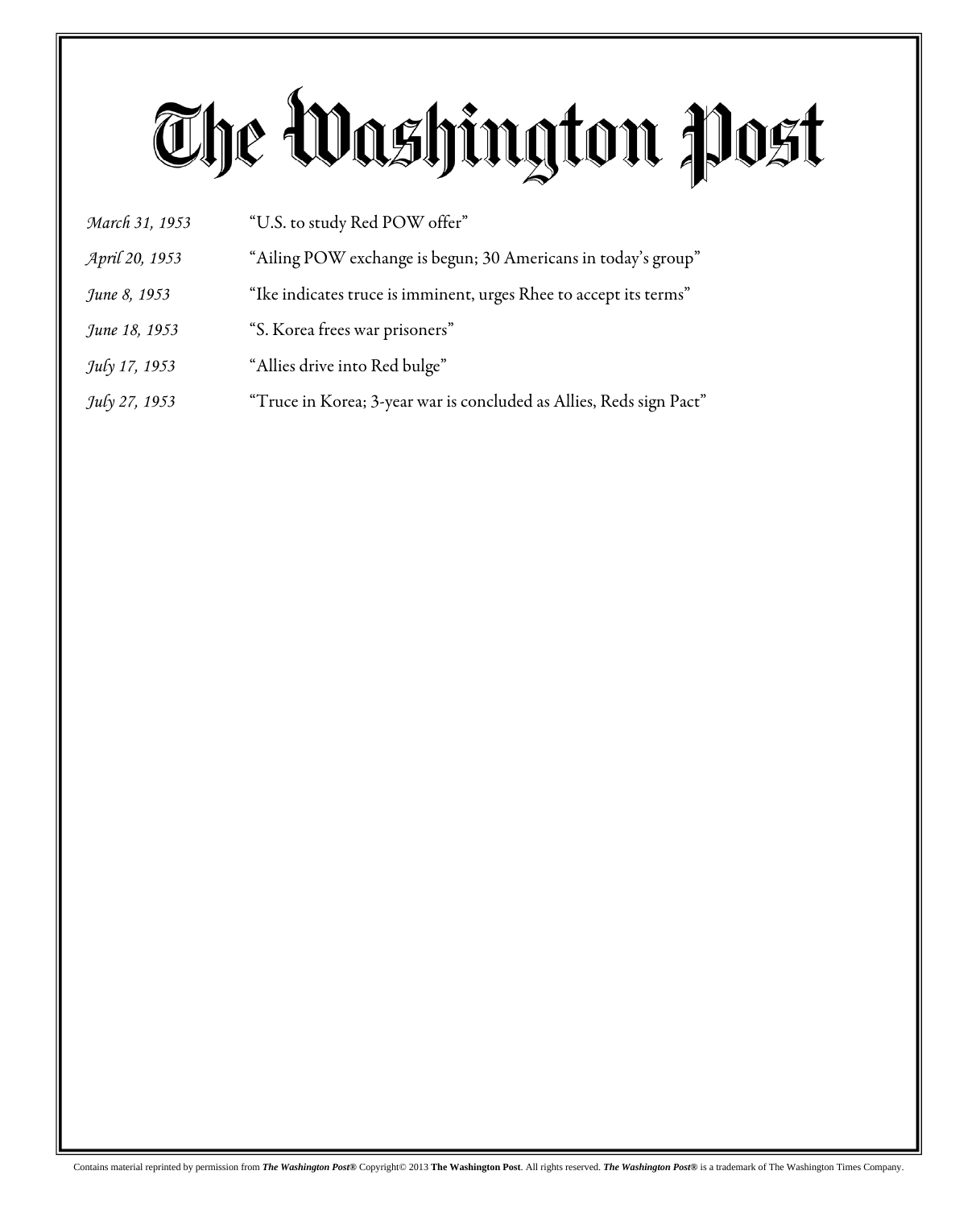# The Washington Post

| | |
|---|---|
| *March 31, 1953* | "U.S. to study Red POW offer" |
| *April 20, 1953* | "Ailing POW exchange is begun; 30 Americans in today's group" |
| *June 8, 1953* | "Ike indicates truce is imminent, urges Rhee to accept its terms" |
| *June 18, 1953* | "S. Korea frees war prisoners" |
| *July 17, 1953* | "Allies drive into Red bulge" |
| *July 27, 1953* | "Truce in Korea; 3-year war is concluded as Allies, Reds sign Pact" |

Contains material reprinted by permission from ***The Washington Post®*** Copyright© 2013 **The Washington Post**. All rights reserved. ***The Washington Post®*** is a trademark of The Washington Times Company.